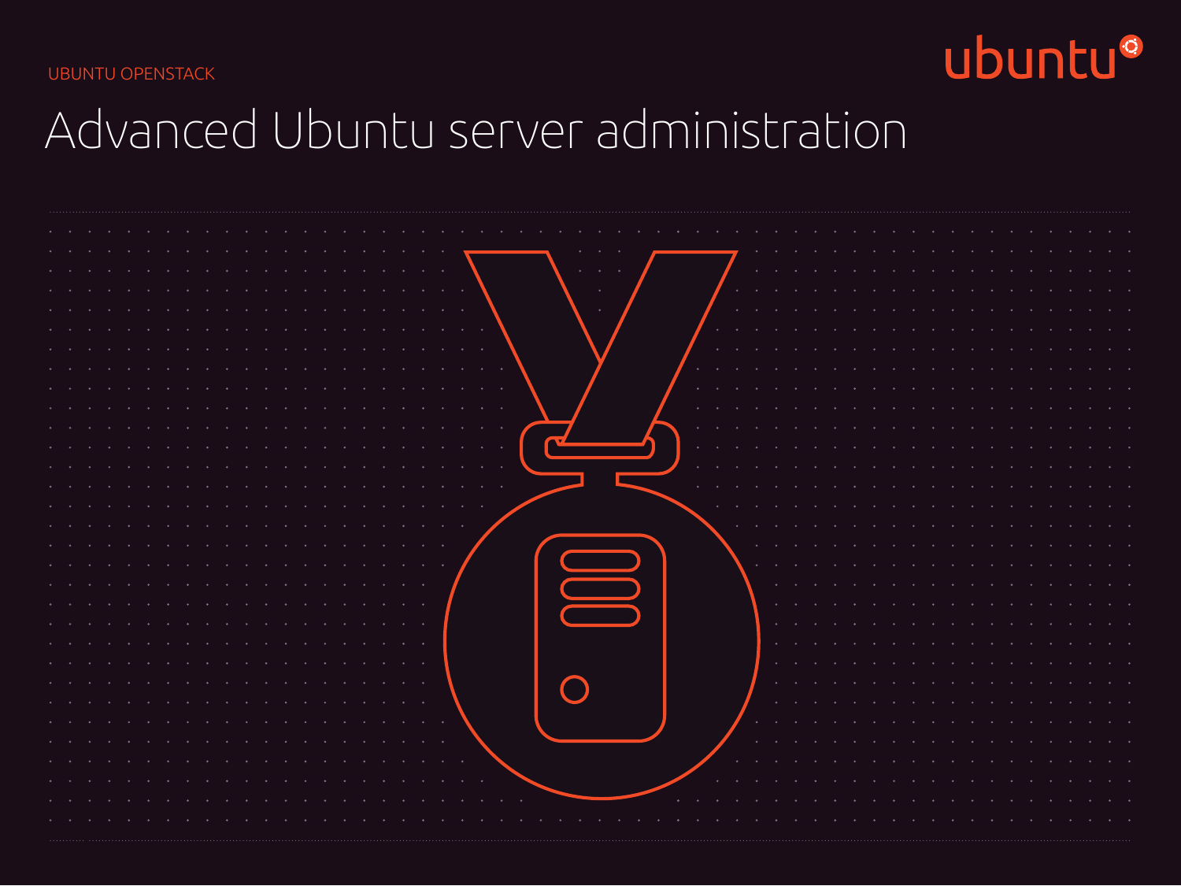UBUNTU OPENSTACK

ubuntu

# Advanced Ubuntu server administration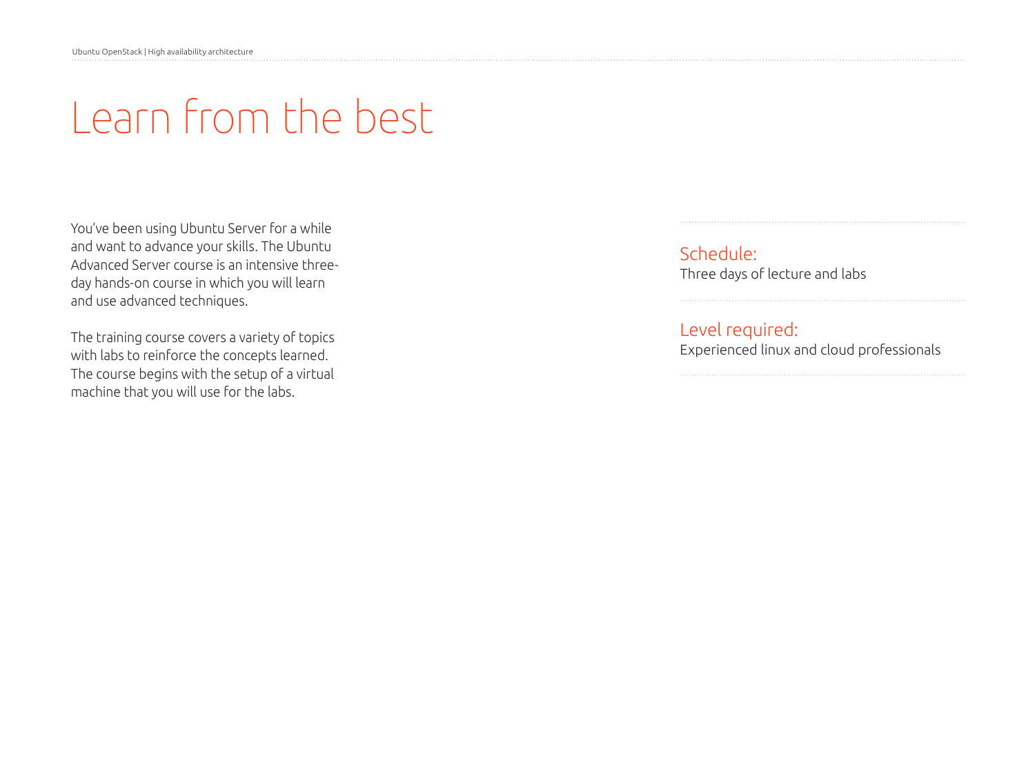# Learn from the best

You've been using Ubuntu Server for a while and want to advance your skills. The Ubuntu Advanced Server course is an intensive three-day hands-on course in which you will learn and use advanced techniques.

The training course covers a variety of topics with labs to reinforce the concepts learned. The course begins with the setup of a virtual machine that you will use for the labs.

## Schedule:

Three days of lecture and labs

## Level required:

Experienced linux and cloud professionals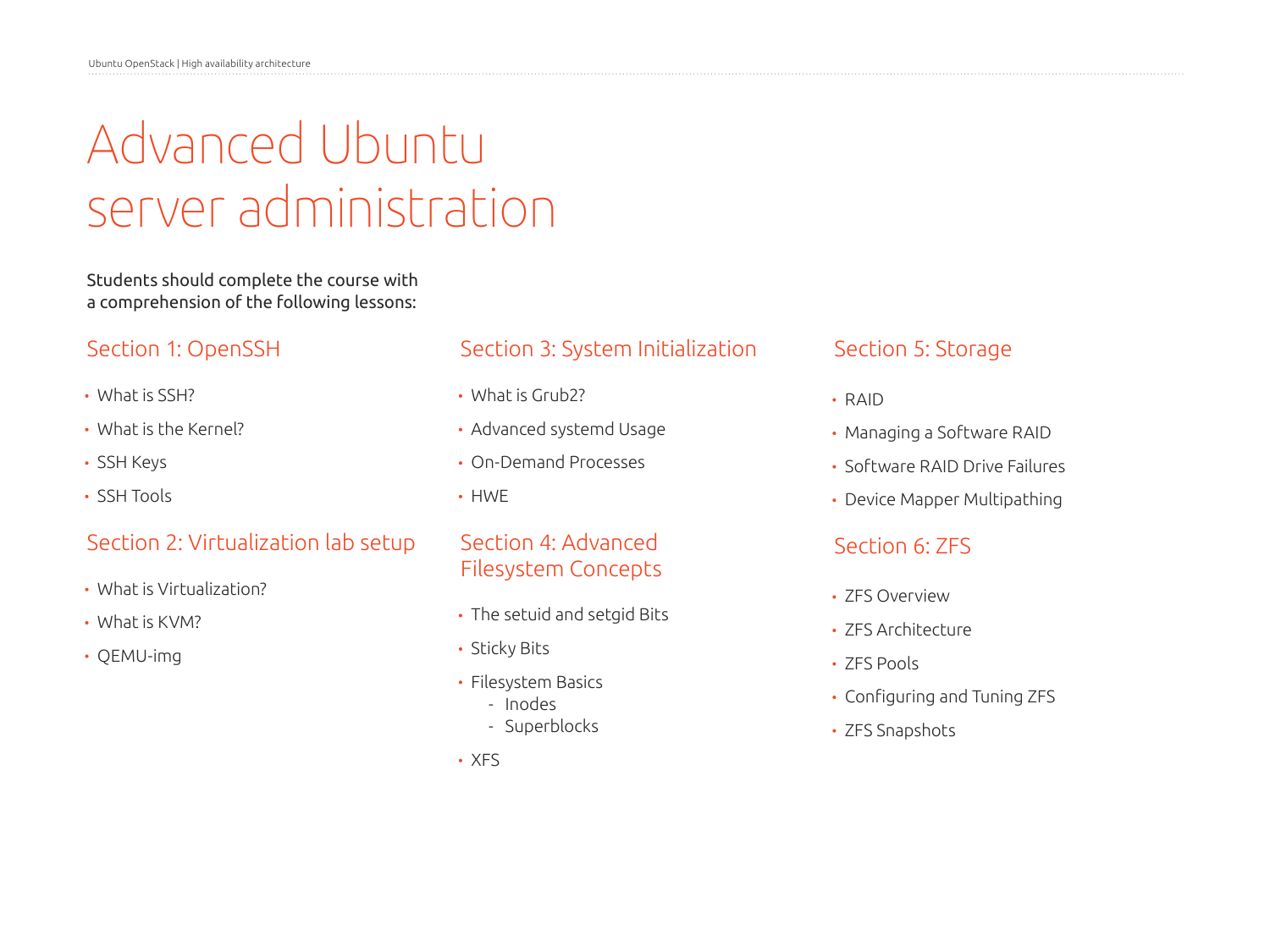# Advanced Ubuntu server administration

Students should complete the course with a comprehension of the following lessons:

## Section 1: OpenSSH

- What is SSH?
- What is the Kernel?
- SSH Keys
- SSH Tools

## Section 2: Virtualization lab setup

- What is Virtualization?
- What is KVM?
- QEMU-img

## Section 3: System Initialization

- What is Grub2?
- Advanced systemd Usage
- On-Demand Processes
- HWE

## Section 4: Advanced Filesystem Concepts

- The setuid and setgid Bits
- Sticky Bits
- Filesystem Basics
    - Inodes
    - Superblocks
- XFS

## Section 5: Storage

- RAID
- Managing a Software RAID
- Software RAID Drive Failures
- Device Mapper Multipathing

## Section 6: ZFS

- ZFS Overview
- ZFS Architecture
- ZFS Pools
- Configuring and Tuning ZFS
- ZFS Snapshots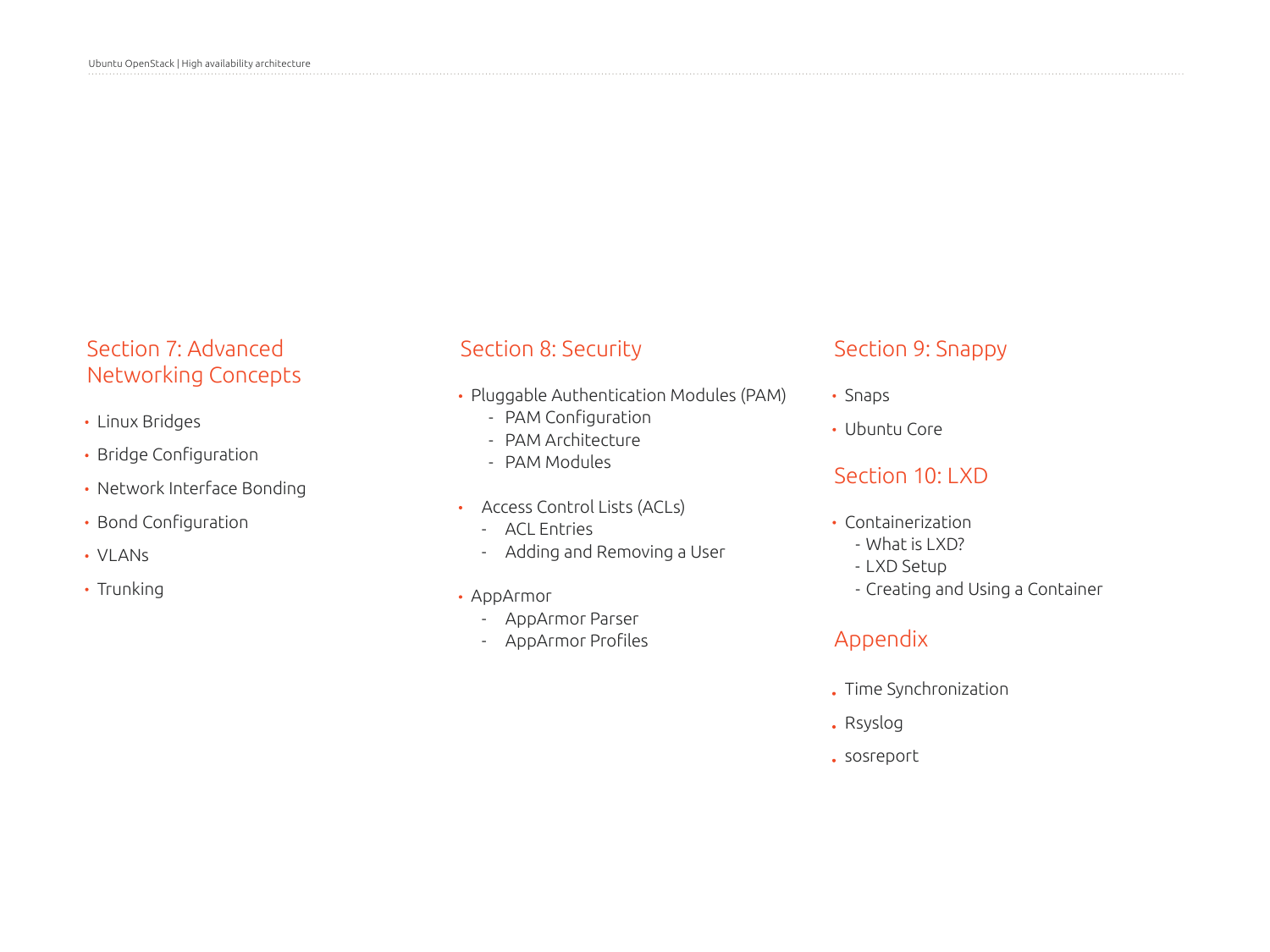## Section 7: Advanced Networking Concepts

- Linux Bridges
- Bridge Configuration
- Network Interface Bonding
- Bond Configuration
- VLANs
- Trunking

## Section 8: Security

- Pluggable Authentication Modules (PAM)
  - PAM Configuration
  - PAM Architecture
  - PAM Modules
- Access Control Lists (ACLs)
  - ACL Entries
  - Adding and Removing a User
- AppArmor
  - AppArmor Parser
  - AppArmor Profiles

## Section 9: Snappy

- Snaps
- Ubuntu Core

## Section 10: LXD

- Containerization
  - What is LXD?
  - LXD Setup
  - Creating and Using a Container

## Appendix

- Time Synchronization
- Rsyslog
- sosreport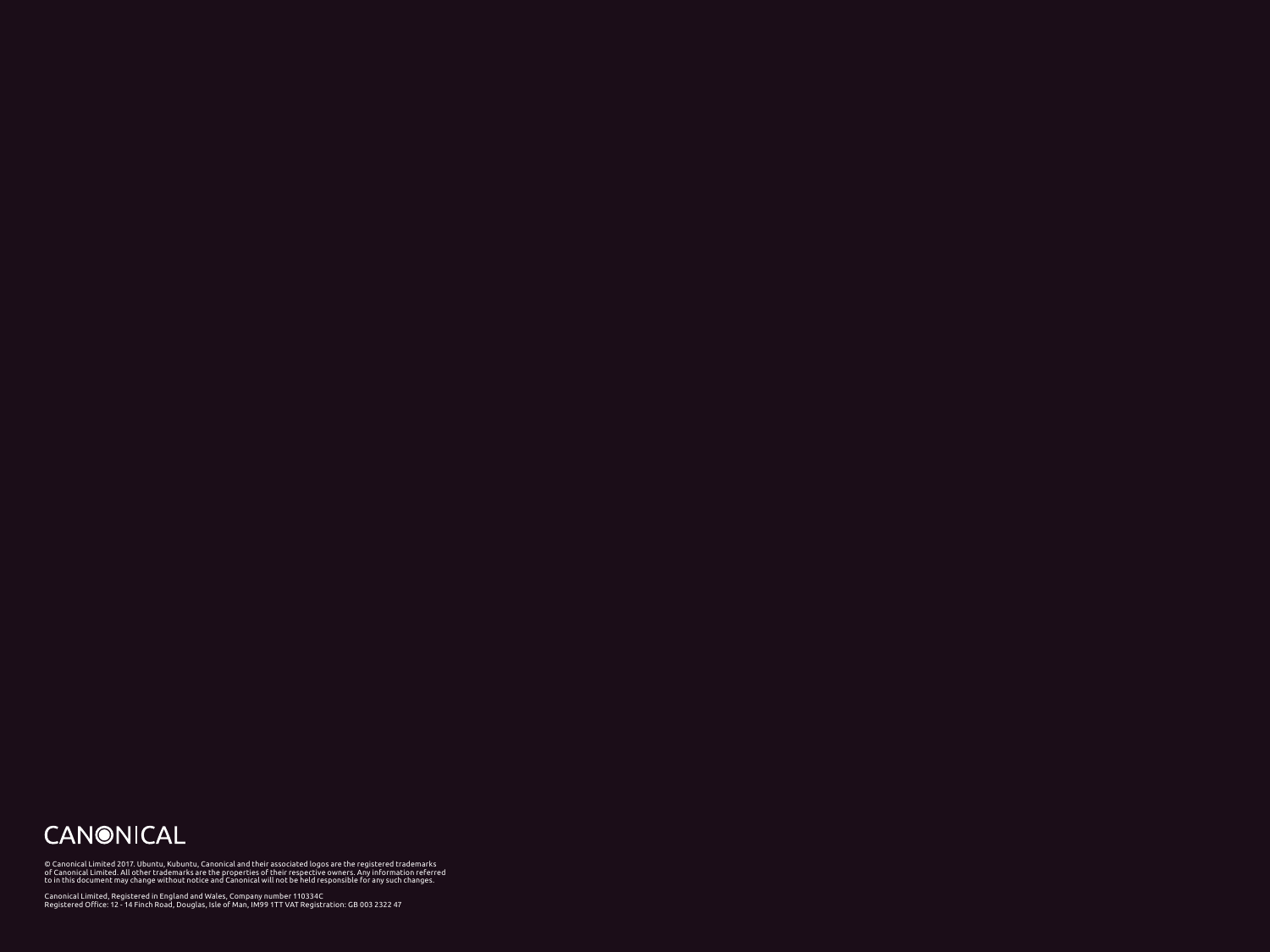CANONICAL

© Canonical Limited 2017. Ubuntu, Kubuntu, Canonical and their associated logos are the registered trademarks of Canonical Limited. All other trademarks are the properties of their respective owners. Any information referred to in this document may change without notice and Canonical will not be held responsible for any such changes.

Canonical Limited, Registered in England and Wales, Company number 110334C
Registered Office: 12 - 14 Finch Road, Douglas, Isle of Man, IM99 1TT VAT Registration: GB 003 2322 47